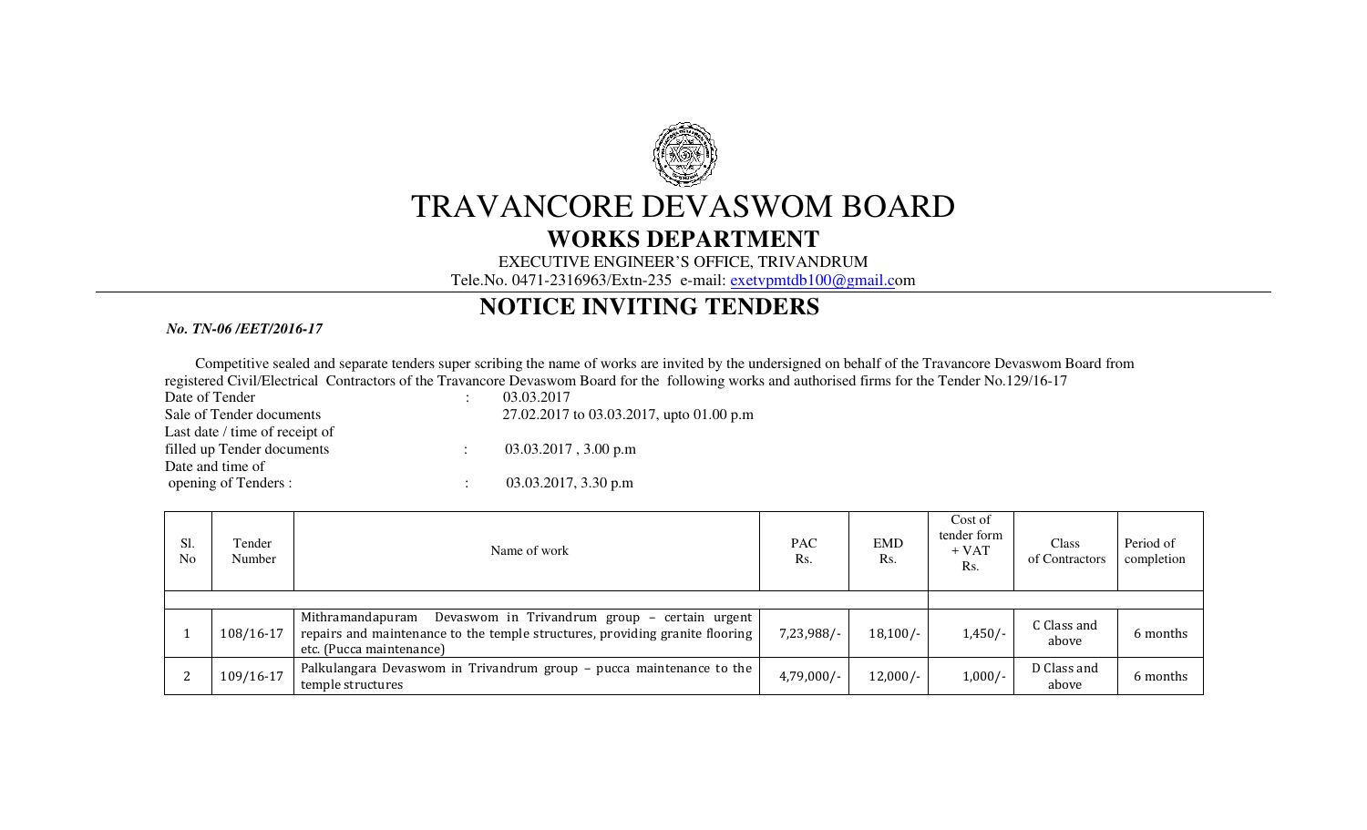# TRAVANCORE DEVASWOM BOARD

## WORKS DEPARTMENT

EXECUTIVE ENGINEER'S OFFICE, TRIVANDRUM

Tele.No. 0471-2316963/Extn-235 e-mail: exetvpmtdb100@gmail.com

## NOTICE INVITING TENDERS

***No. TN-06 /EET/2016-17***

Competitive sealed and separate tenders super scribing the name of works are invited by the undersigned on behalf of the Travancore Devaswom Board from registered Civil/Electrical Contractors of the Travancore Devaswom Board for the following works and authorised firms for the Tender No.129/16-17

Date of Tender : 03.03.2017

Sale of Tender documents 27.02.2017 to 03.03.2017, upto 01.00 p.m

Last date / time of receipt of filled up Tender documents : 03.03.2017 , 3.00 p.m

Date and time of opening of Tenders : : 03.03.2017, 3.30 p.m

| Sl. No | Tender Number | Name of work | PAC Rs. | EMD Rs. | Cost of tender form + VAT Rs. | Class of Contractors | Period of completion |
|---|---|---|---|---|---|---|---|
| 1 | 108/16-17 | Mithramandapuram Devaswom in Trivandrum group – certain urgent repairs and maintenance to the temple structures, providing granite flooring etc. (Pucca maintenance) | 7,23,988/- | 18,100/- | 1,450/- | C Class and above | 6 months |
| 2 | 109/16-17 | Palkulangara Devaswom in Trivandrum group – pucca maintenance to the temple structures | 4,79,000/- | 12,000/- | 1,000/- | D Class and above | 6 months |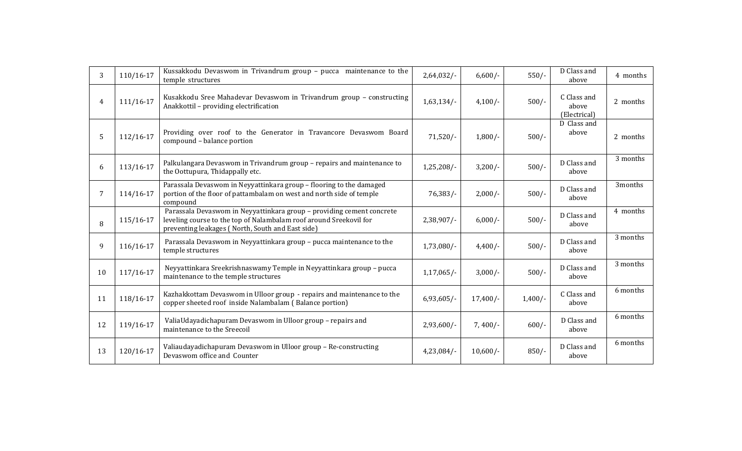| 3 | 110/16-17 | Kussakkodu Devaswom in Trivandrum group – pucca maintenance to the temple structures | 2,64,032/- | 6,600/- | 550/- | D Class and above | 4 months |
|---|---|---|---|---|---|---|---|
| 4 | 111/16-17 | Kusakkodu Sree Mahadevar Devaswom in Trivandrum group – constructing Anakkottil – providing electrification | 1,63,134/- | 4,100/- | 500/- | C Class and above (Electrical) | 2 months |
| 5 | 112/16-17 | Providing over roof to the Generator in Travancore Devaswom Board compound – balance portion | 71,520/- | 1,800/- | 500/- | D Class and above | 2 months |
| 6 | 113/16-17 | Palkulangara Devaswom in Trivandrum group – repairs and maintenance to the Oottupura, Thidappally etc. | 1,25,208/- | 3,200/- | 500/- | D Class and above | 3 months |
| 7 | 114/16-17 | Parassala Devaswom in Neyyattinkara group – flooring to the damaged portion of the floor of pattambalam on west and north side of temple compound | 76,383/- | 2,000/- | 500/- | D Class and above | 3months |
| 8 | 115/16-17 | Parassala Devaswom in Neyyattinkara group – providing cement concrete leveling course to the top of Nalambalam roof around Sreekovil for preventing leakages ( North, South and East side) | 2,38,907/- | 6,000/- | 500/- | D Class and above | 4 months |
| 9 | 116/16-17 | Parassala Devaswom in Neyyattinkara group – pucca maintenance to the temple structures | 1,73,080/- | 4,400/- | 500/- | D Class and above | 3 months |
| 10 | 117/16-17 | Neyyattinkara Sreekrishnaswamy Temple in Neyyattinkara group – pucca maintenance to the temple structures | 1,17,065/- | 3,000/- | 500/- | D Class and above | 3 months |
| 11 | 118/16-17 | Kazhakkottam Devaswom in Ulloor group - repairs and maintenance to the copper sheeted roof inside Nalambalam ( Balance portion) | 6,93,605/- | 17,400/- | 1,400/- | C Class and above | 6 months |
| 12 | 119/16-17 | ValiaUdayadichapuram Devaswom in Ulloor group – repairs and maintenance to the Sreecoil | 2,93,600/- | 7, 400/- | 600/- | D Class and above | 6 months |
| 13 | 120/16-17 | Valiaudayadichapuram Devaswom in Ulloor group – Re-constructing Devaswom office and Counter | 4,23,084/- | 10,600/- | 850/- | D Class and above | 6 months |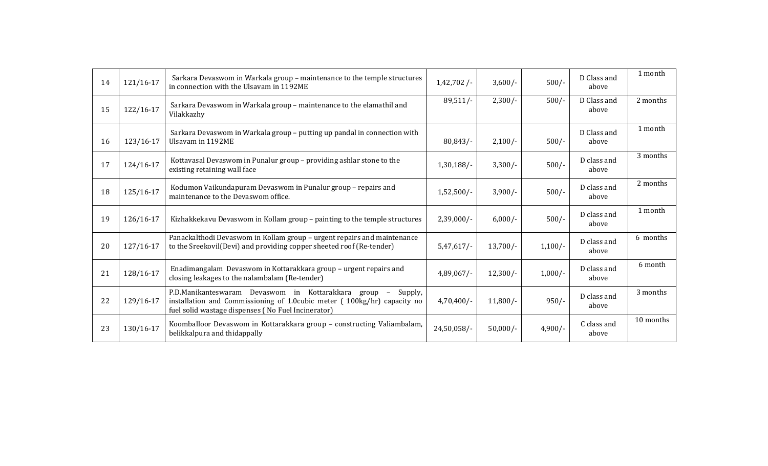| | | | | | | | |
|---|---|---|---|---|---|---|---|
| 14 | 121/16-17 | Sarkara Devaswom in Warkala group – maintenance to the temple structures in connection with the Ulsavam in 1192ME | 1,42,702 /- | 3,600/- | 500/- | D Class and above | 1 month |
| 15 | 122/16-17 | Sarkara Devaswom in Warkala group – maintenance to the elamathil and Vilakkazhy | 89,511/- | 2,300/- | 500/- | D Class and above | 2 months |
| 16 | 123/16-17 | Sarkara Devaswom in Warkala group – putting up pandal in connection with Ulsavam in 1192ME | 80,843/- | 2,100/- | 500/- | D Class and above | 1 month |
| 17 | 124/16-17 | Kottavasal Devaswom in Punalur group – providing ashlar stone to the existing retaining wall face | 1,30,188/- | 3,300/- | 500/- | D class and above | 3 months |
| 18 | 125/16-17 | Kodumon Vaikundapuram Devaswom in Punalur group – repairs and maintenance to the Devaswom office. | 1,52,500/- | 3,900/- | 500/- | D class and above | 2 months |
| 19 | 126/16-17 | Kizhakkekavu Devaswom in Kollam group – painting to the temple structures | 2,39,000/- | 6,000/- | 500/- | D class and above | 1 month |
| 20 | 127/16-17 | Panackalthodi Devaswom in Kollam group – urgent repairs and maintenance to the Sreekovil(Devi) and providing copper sheeted roof (Re-tender) | 5,47,617/- | 13,700/- | 1,100/- | D class and above | 6 months |
| 21 | 128/16-17 | Enadimangalam Devaswom in Kottarakkara group – urgent repairs and closing leakages to the nalambalam (Re-tender) | 4,89,067/- | 12,300/- | 1,000/- | D class and above | 6 month |
| 22 | 129/16-17 | P.D.Manikanteswaram Devaswom in Kottarakkara group – Supply, installation and Commissioning of 1.0cubic meter ( 100kg/hr) capacity no fuel solid wastage dispenses ( No Fuel Incinerator) | 4,70,400/- | 11,800/- | 950/- | D class and above | 3 months |
| 23 | 130/16-17 | Koomballoor Devaswom in Kottarakkara group – constructing Valiambalam, belikkalpura and thidappally | 24,50,058/- | 50,000/- | 4,900/- | C class and above | 10 months |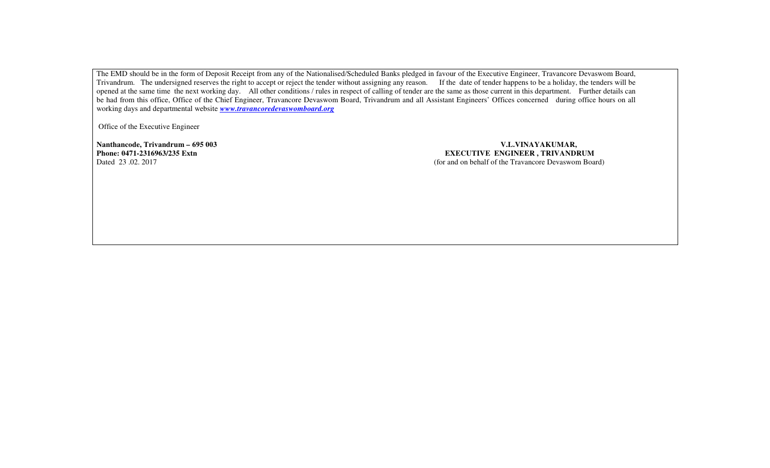The EMD should be in the form of Deposit Receipt from any of the Nationalised/Scheduled Banks pledged in favour of the Executive Engineer, Travancore Devaswom Board, Trivandrum. The undersigned reserves the right to accept or reject the tender without assigning any reason. If the date of tender happens to be a holiday, the tenders will be opened at the same time the next working day. All other conditions / rules in respect of calling of tender are the same as those current in this department. Further details can be had from this office, Office of the Chief Engineer, Travancore Devaswom Board, Trivandrum and all Assistant Engineers' Offices concerned during office hours on all working days and departmental website ***www.travancoredevaswomboard.org***

Office of the Executive Engineer

**Nanthancode, Trivandrum – 695 003**
**Phone: 0471-2316963/235 Extn**
Dated 23 .02. 2017

**V.L.VINAYAKUMAR,**
**EXECUTIVE ENGINEER , TRIVANDRUM**
(for and on behalf of the Travancore Devaswom Board)